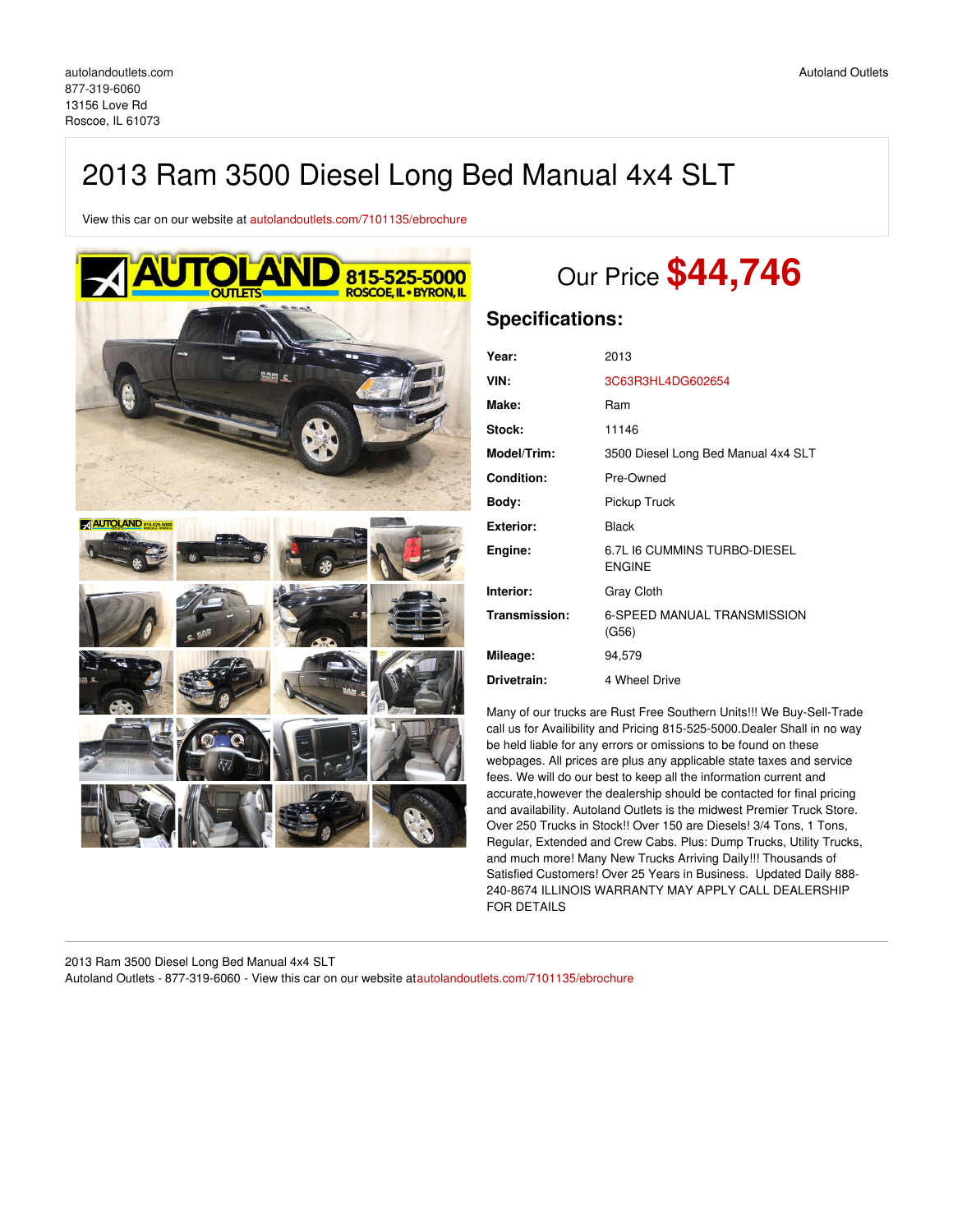autolandoutlets.com
877-319-6060
13156 Love Rd
Roscoe, IL 61073

Autoland Outlets

# 2013 Ram 3500 Diesel Long Bed Manual 4x4 SLT

View this car on our website at autolandoutlets.com/7101135/ebrochure

## Our Price **$44,746**

## Specifications:

| | |
|---|---|
| **Year:** | 2013 |
| **VIN:** | 3C63R3HL4DG602654 |
| **Make:** | Ram |
| **Stock:** | 11146 |
| **Model/Trim:** | 3500 Diesel Long Bed Manual 4x4 SLT |
| **Condition:** | Pre-Owned |
| **Body:** | Pickup Truck |
| **Exterior:** | Black |
| **Engine:** | 6.7L I6 CUMMINS TURBO-DIESEL ENGINE |
| **Interior:** | Gray Cloth |
| **Transmission:** | 6-SPEED MANUAL TRANSMISSION (G56) |
| **Mileage:** | 94,579 |
| **Drivetrain:** | 4 Wheel Drive |

Many of our trucks are Rust Free Southern Units!!! We Buy-Sell-Trade call us for Availibility and Pricing 815-525-5000.Dealer Shall in no way be held liable for any errors or omissions to be found on these webpages. All prices are plus any applicable state taxes and service fees. We will do our best to keep all the information current and accurate,however the dealership should be contacted for final pricing and availability. Autoland Outlets is the midwest Premier Truck Store. Over 250 Trucks in Stock!! Over 150 are Diesels! 3/4 Tons, 1 Tons, Regular, Extended and Crew Cabs. Plus: Dump Trucks, Utility Trucks, and much more! Many New Trucks Arriving Daily!!! Thousands of Satisfied Customers! Over 25 Years in Business. Updated Daily 888-240-8674 ILLINOIS WARRANTY MAY APPLY CALL DEALERSHIP FOR DETAILS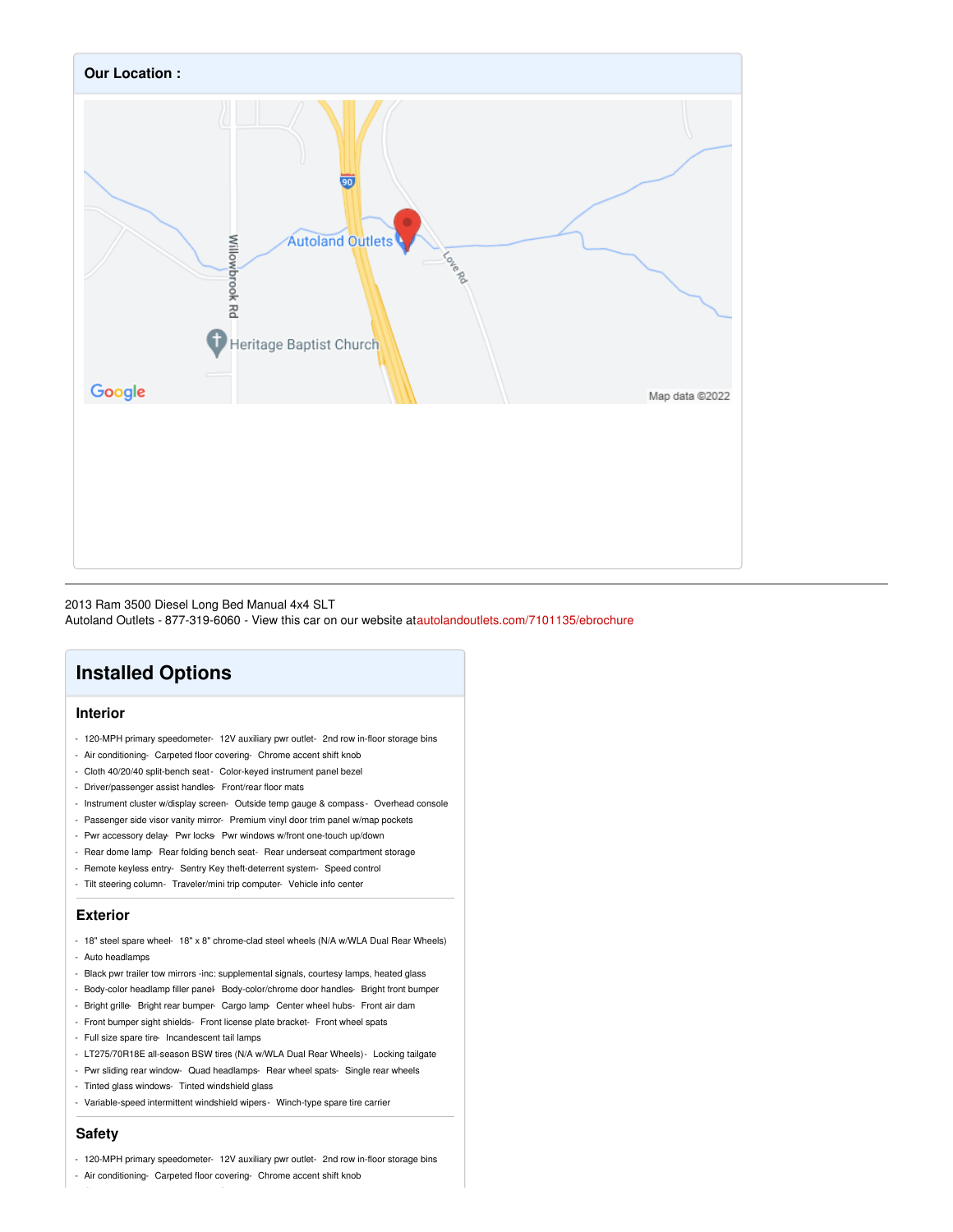## Our Location :

2013 Ram 3500 Diesel Long Bed Manual 4x4 SLT
Autoland Outlets - 877-319-6060 - View this car on our website at autolandoutlets.com/7101135/ebrochure

# Installed Options

### Interior

- 120-MPH primary speedometer- 12V auxiliary pwr outlet- 2nd row in-floor storage bins
- Air conditioning- Carpeted floor covering- Chrome accent shift knob
- Cloth 40/20/40 split-bench seat - Color-keyed instrument panel bezel
- Driver/passenger assist handles- Front/rear floor mats
- Instrument cluster w/display screen- Outside temp gauge & compass - Overhead console
- Passenger side visor vanity mirror- Premium vinyl door trim panel w/map pockets
- Pwr accessory delay- Pwr locks- Pwr windows w/front one-touch up/down
- Rear dome lamp- Rear folding bench seat- Rear underseat compartment storage
- Remote keyless entry- Sentry Key theft-deterrent system- Speed control
- Tilt steering column- Traveler/mini trip computer- Vehicle info center

### Exterior

- 18" steel spare wheel- 18" x 8" chrome-clad steel wheels (N/A w/WLA Dual Rear Wheels)
- Auto headlamps
- Black pwr trailer tow mirrors -inc: supplemental signals, courtesy lamps, heated glass
- Body-color headlamp filler panel- Body-color/chrome door handles- Bright front bumper
- Bright grille- Bright rear bumper- Cargo lamp- Center wheel hubs- Front air dam
- Front bumper sight shields- Front license plate bracket- Front wheel spats
- Full size spare tire- Incandescent tail lamps
- LT275/70R18E all-season BSW tires (N/A w/WLA Dual Rear Wheels) - Locking tailgate
- Pwr sliding rear window- Quad headlamps- Rear wheel spats- Single rear wheels
- Tinted glass windows- Tinted windshield glass
- Variable-speed intermittent windshield wipers - Winch-type spare tire carrier

### Safety

- 120-MPH primary speedometer- 12V auxiliary pwr outlet- 2nd row in-floor storage bins
- Air conditioning- Carpeted floor covering- Chrome accent shift knob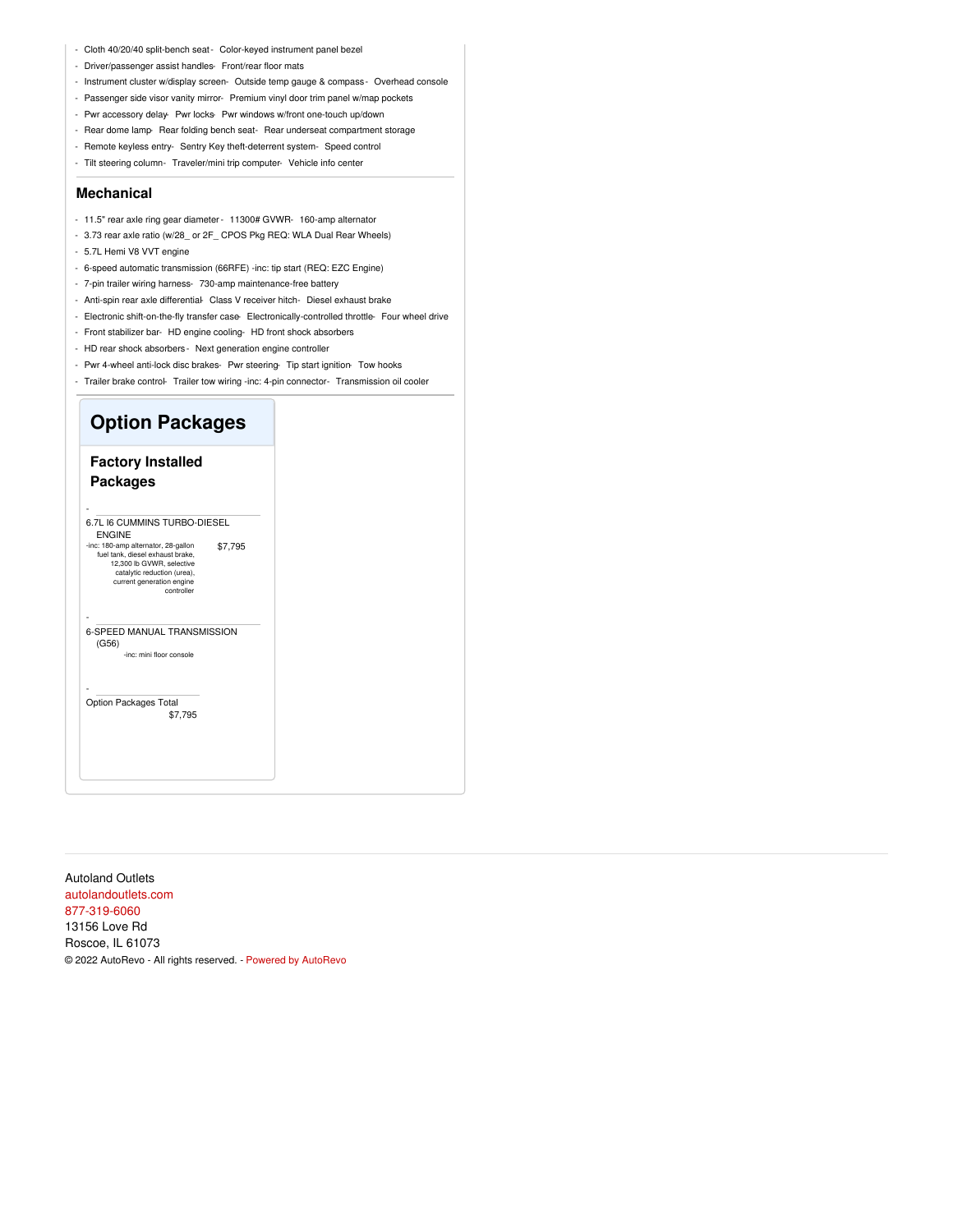- Cloth 40/20/40 split-bench seat - Color-keyed instrument panel bezel
- Driver/passenger assist handles - Front/rear floor mats
- Instrument cluster w/display screen - Outside temp gauge & compass - Overhead console
- Passenger side visor vanity mirror - Premium vinyl door trim panel w/map pockets
- Pwr accessory delay - Pwr locks - Pwr windows w/front one-touch up/down
- Rear dome lamp - Rear folding bench seat - Rear underseat compartment storage
- Remote keyless entry - Sentry Key theft-deterrent system - Speed control
- Tilt steering column - Traveler/mini trip computer - Vehicle info center

## Mechanical

- 11.5" rear axle ring gear diameter - 11300# GVWR - 160-amp alternator
- 3.73 rear axle ratio (w/28_ or 2F_ CPOS Pkg REQ: WLA Dual Rear Wheels)
- 5.7L Hemi V8 VVT engine
- 6-speed automatic transmission (66RFE) -inc: tip start (REQ: EZC Engine)
- 7-pin trailer wiring harness - 730-amp maintenance-free battery
- Anti-spin rear axle differential - Class V receiver hitch - Diesel exhaust brake
- Electronic shift-on-the-fly transfer case - Electronically-controlled throttle - Four wheel drive
- Front stabilizer bar - HD engine cooling - HD front shock absorbers
- HD rear shock absorbers - Next generation engine controller
- Pwr 4-wheel anti-lock disc brakes - Pwr steering - Tip start ignition - Tow hooks
- Trailer brake control - Trailer tow wiring -inc: 4-pin connector - Transmission oil cooler

# Option Packages

## Factory Installed Packages

| | |
|---|---|
| 6.7L I6 CUMMINS TURBO-DIESEL ENGINE<br>-inc: 180-amp alternator, 28-gallon fuel tank, diesel exhaust brake, 12,300 lb GVWR, selective catalytic reduction (urea), current generation engine controller | $7,795 |
| 6-SPEED MANUAL TRANSMISSION (G56)<br>-inc: mini floor console | |
| Option Packages Total | $7,795 |

Autoland Outlets
autolandoutlets.com
877-319-6060
13156 Love Rd
Roscoe, IL 61073
© 2022 AutoRevo - All rights reserved. - Powered by AutoRevo